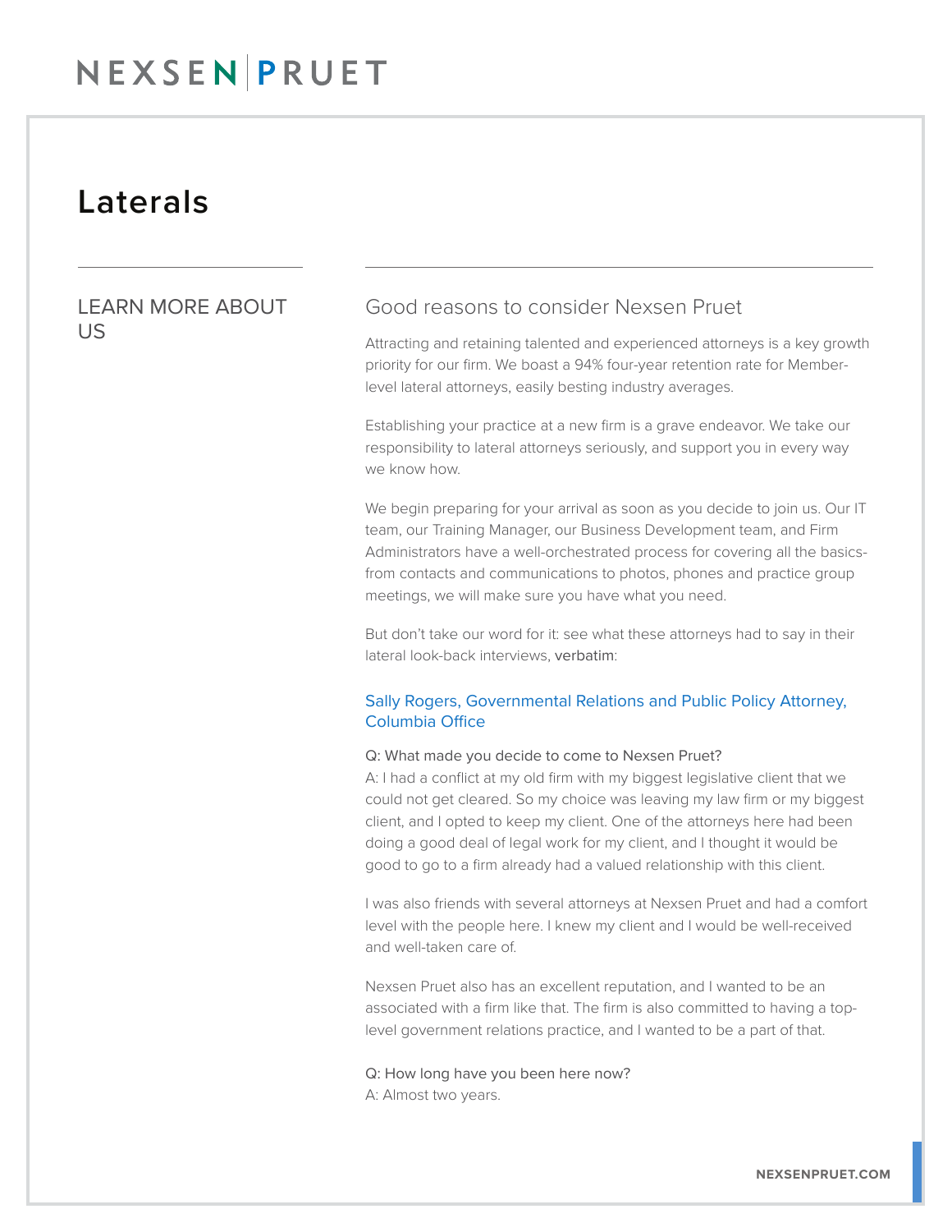# Laterals

## LEARN MORE ABOUT US

### Good reasons to consider Nexsen Pruet

Attracting and retaining talented and experienced attorneys is a key growth priority for our firm. We boast a 94% four-year retention rate for Member-level lateral attorneys, easily besting industry averages.

Establishing your practice at a new firm is a grave endeavor. We take our responsibility to lateral attorneys seriously, and support you in every way we know how.

We begin preparing for your arrival as soon as you decide to join us. Our IT team, our Training Manager, our Business Development team, and Firm Administrators have a well-orchestrated process for covering all the basics- from contacts and communications to photos, phones and practice group meetings, we will make sure you have what you need.

But don't take our word for it: see what these attorneys had to say in their lateral look-back interviews, verbatim:

#### Sally Rogers, Governmental Relations and Public Policy Attorney, Columbia Office

Q: What made you decide to come to Nexsen Pruet?
A: I had a conflict at my old firm with my biggest legislative client that we could not get cleared. So my choice was leaving my law firm or my biggest client, and I opted to keep my client. One of the attorneys here had been doing a good deal of legal work for my client, and I thought it would be good to go to a firm already had a valued relationship with this client.

I was also friends with several attorneys at Nexsen Pruet and had a comfort level with the people here. I knew my client and I would be well-received and well-taken care of.

Nexsen Pruet also has an excellent reputation, and I wanted to be an associated with a firm like that. The firm is also committed to having a top-level government relations practice, and I wanted to be a part of that.

Q: How long have you been here now?
A: Almost two years.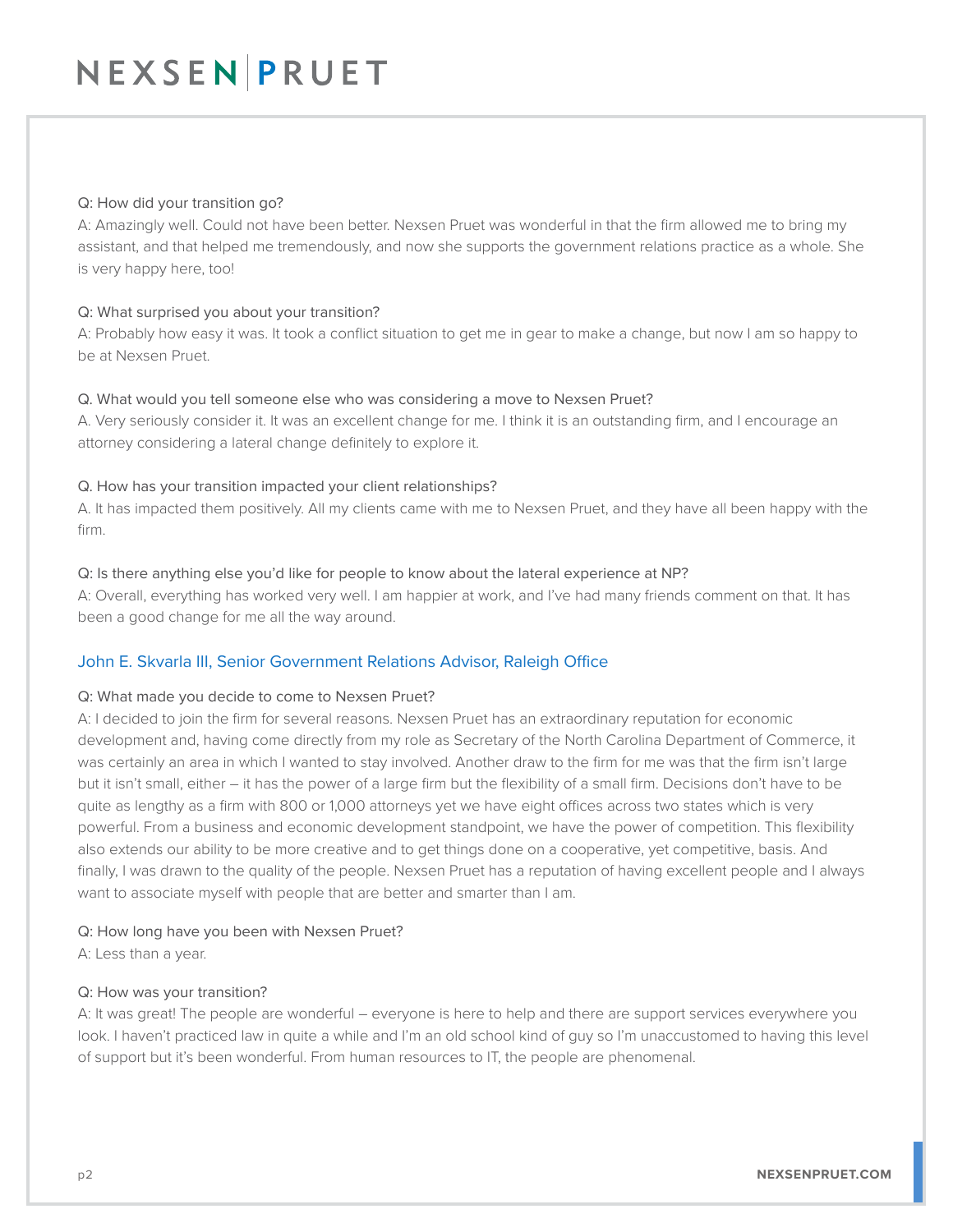Q: How did your transition go?
A: Amazingly well. Could not have been better. Nexsen Pruet was wonderful in that the firm allowed me to bring my assistant, and that helped me tremendously, and now she supports the government relations practice as a whole. She is very happy here, too!

Q: What surprised you about your transition?
A: Probably how easy it was. It took a conflict situation to get me in gear to make a change, but now I am so happy to be at Nexsen Pruet.

Q. What would you tell someone else who was considering a move to Nexsen Pruet?
A. Very seriously consider it. It was an excellent change for me. I think it is an outstanding firm, and I encourage an attorney considering a lateral change definitely to explore it.

Q. How has your transition impacted your client relationships?
A. It has impacted them positively. All my clients came with me to Nexsen Pruet, and they have all been happy with the firm.

Q: Is there anything else you'd like for people to know about the lateral experience at NP?
A: Overall, everything has worked very well. I am happier at work, and I've had many friends comment on that. It has been a good change for me all the way around.

## John E. Skvarla III, Senior Government Relations Advisor, Raleigh Office

Q: What made you decide to come to Nexsen Pruet?
A: I decided to join the firm for several reasons. Nexsen Pruet has an extraordinary reputation for economic development and, having come directly from my role as Secretary of the North Carolina Department of Commerce, it was certainly an area in which I wanted to stay involved. Another draw to the firm for me was that the firm isn't large but it isn't small, either – it has the power of a large firm but the flexibility of a small firm. Decisions don't have to be quite as lengthy as a firm with 800 or 1,000 attorneys yet we have eight offices across two states which is very powerful. From a business and economic development standpoint, we have the power of competition. This flexibility also extends our ability to be more creative and to get things done on a cooperative, yet competitive, basis. And finally, I was drawn to the quality of the people. Nexsen Pruet has a reputation of having excellent people and I always want to associate myself with people that are better and smarter than I am.

Q: How long have you been with Nexsen Pruet?
A: Less than a year.

Q: How was your transition?
A: It was great! The people are wonderful – everyone is here to help and there are support services everywhere you look. I haven't practiced law in quite a while and I'm an old school kind of guy so I'm unaccustomed to having this level of support but it's been wonderful. From human resources to IT, the people are phenomenal.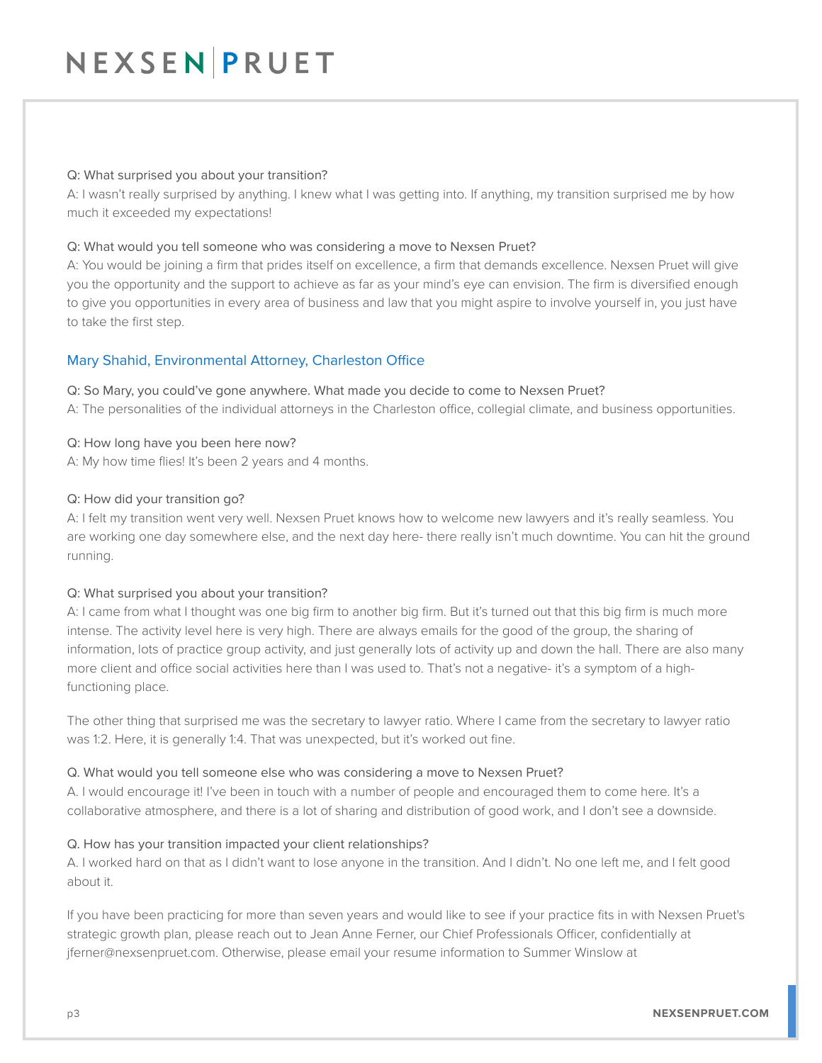Q: What surprised you about your transition?
A: I wasn't really surprised by anything. I knew what I was getting into. If anything, my transition surprised me by how much it exceeded my expectations!

Q: What would you tell someone who was considering a move to Nexsen Pruet?
A: You would be joining a firm that prides itself on excellence, a firm that demands excellence. Nexsen Pruet will give you the opportunity and the support to achieve as far as your mind's eye can envision. The firm is diversified enough to give you opportunities in every area of business and law that you might aspire to involve yourself in, you just have to take the first step.

## Mary Shahid, Environmental Attorney, Charleston Office

Q: So Mary, you could've gone anywhere. What made you decide to come to Nexsen Pruet?
A: The personalities of the individual attorneys in the Charleston office, collegial climate, and business opportunities.

Q: How long have you been here now?
A: My how time flies! It's been 2 years and 4 months.

Q: How did your transition go?
A: I felt my transition went very well. Nexsen Pruet knows how to welcome new lawyers and it's really seamless. You are working one day somewhere else, and the next day here- there really isn't much downtime. You can hit the ground running.

Q: What surprised you about your transition?
A: I came from what I thought was one big firm to another big firm. But it's turned out that this big firm is much more intense. The activity level here is very high. There are always emails for the good of the group, the sharing of information, lots of practice group activity, and just generally lots of activity up and down the hall. There are also many more client and office social activities here than I was used to. That's not a negative- it's a symptom of a high-functioning place.

The other thing that surprised me was the secretary to lawyer ratio. Where I came from the secretary to lawyer ratio was 1:2. Here, it is generally 1:4. That was unexpected, but it's worked out fine.

Q. What would you tell someone else who was considering a move to Nexsen Pruet?
A. I would encourage it! I've been in touch with a number of people and encouraged them to come here. It's a collaborative atmosphere, and there is a lot of sharing and distribution of good work, and I don't see a downside.

Q. How has your transition impacted your client relationships?
A. I worked hard on that as I didn't want to lose anyone in the transition. And I didn't. No one left me, and I felt good about it.

If you have been practicing for more than seven years and would like to see if your practice fits in with Nexsen Pruet's strategic growth plan, please reach out to Jean Anne Ferner, our Chief Professionals Officer, confidentially at jferner@nexsenpruet.com. Otherwise, please email your resume information to Summer Winslow at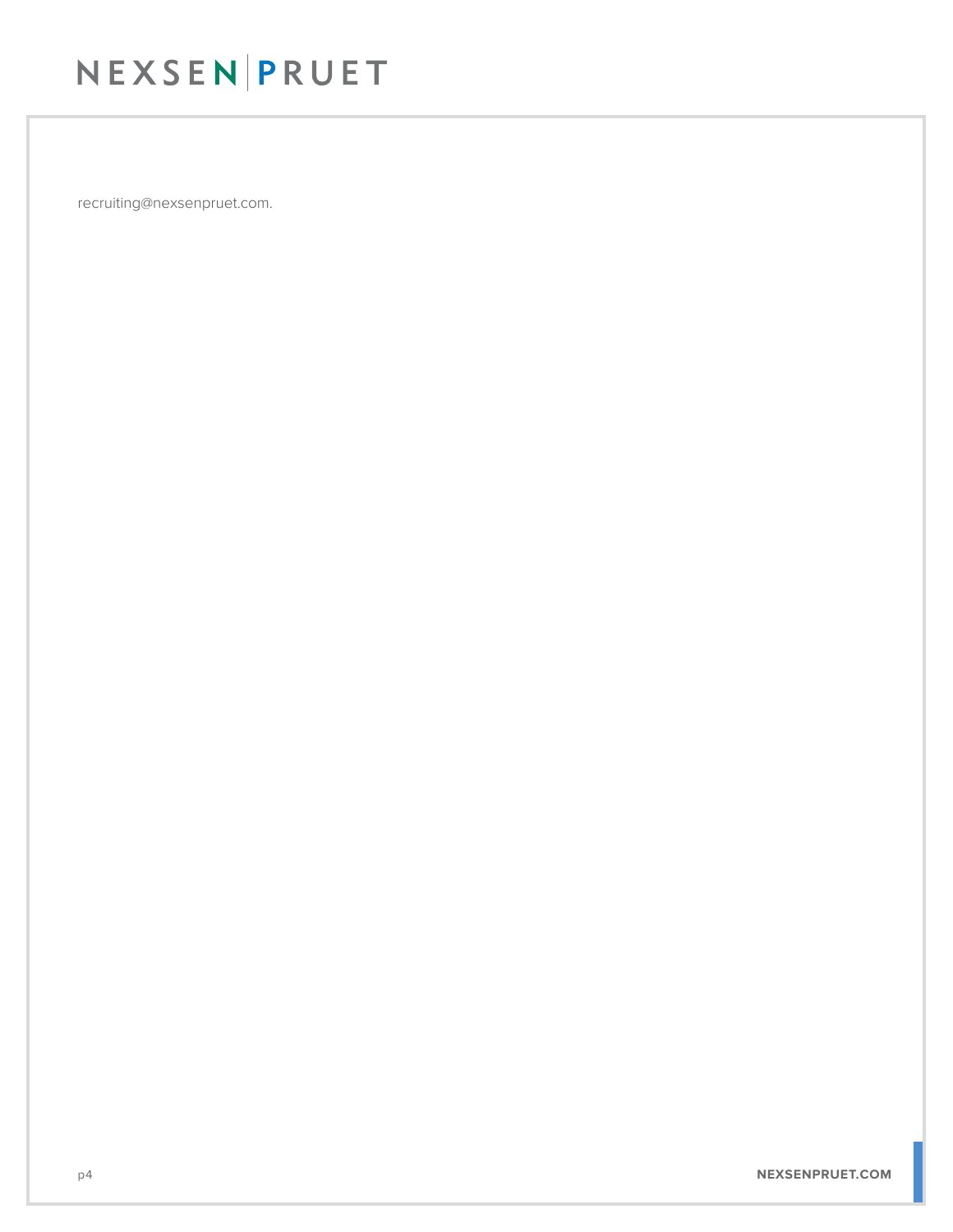recruiting@nexsenpruet.com.